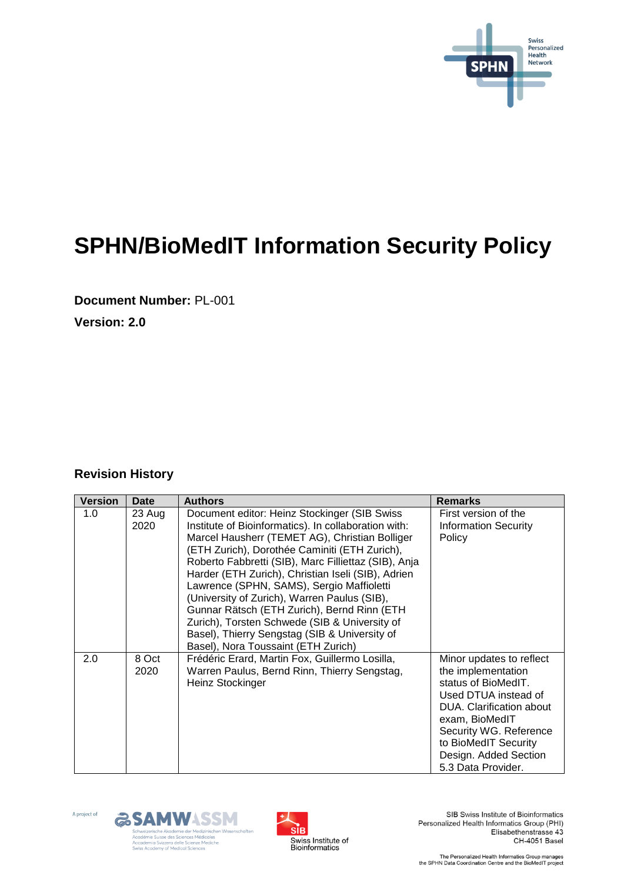# SPHN/BioMedIT Information Security Policy

**Document Number:** PL-001

**Version: 2.0**

## Revision History

| Version | Date | Authors | Remarks |
|---|---|---|---|
| 1.0 | 23 Aug 2020 | Document editor: Heinz Stockinger (SIB Swiss Institute of Bioinformatics). In collaboration with: Marcel Hausherr (TEMET AG), Christian Bolliger (ETH Zurich), Dorothée Caminiti (ETH Zurich), Roberto Fabbretti (SIB), Marc Filliettaz (SIB), Anja Harder (ETH Zurich), Christian Iseli (SIB), Adrien Lawrence (SPHN, SAMS), Sergio Maffioletti (University of Zurich), Warren Paulus (SIB), Gunnar Rätsch (ETH Zurich), Bernd Rinn (ETH Zurich), Torsten Schwede (SIB & University of Basel), Thierry Sengstag (SIB & University of Basel), Nora Toussaint (ETH Zurich) | First version of the Information Security Policy |
| 2.0 | 8 Oct 2020 | Frédéric Erard, Martin Fox, Guillermo Losilla, Warren Paulus, Bernd Rinn, Thierry Sengstag, Heinz Stockinger | Minor updates to reflect the implementation status of BioMedIT. Used DTUA instead of DUA. Clarification about exam, BioMedIT Security WG. Reference to BioMedIT Security Design. Added Section 5.3 Data Provider. |

A project of SAMW ASSM
Schweizerische Akademie der Medizinischen Wissenschaften
Académie Suisse des Sciences Médicales
Accademia Svizzera delle Scienze Mediche
Swiss Academy of Medical Sciences

SIB Swiss Institute of Bioinformatics

SIB Swiss Institute of Bioinformatics
Personalized Health Informatics Group (PHI)
Elisabethenstrasse 43
CH-4051 Basel

The Personalized Health Informatics Group manages the SPHN Data Coordination Centre and the BioMedIT project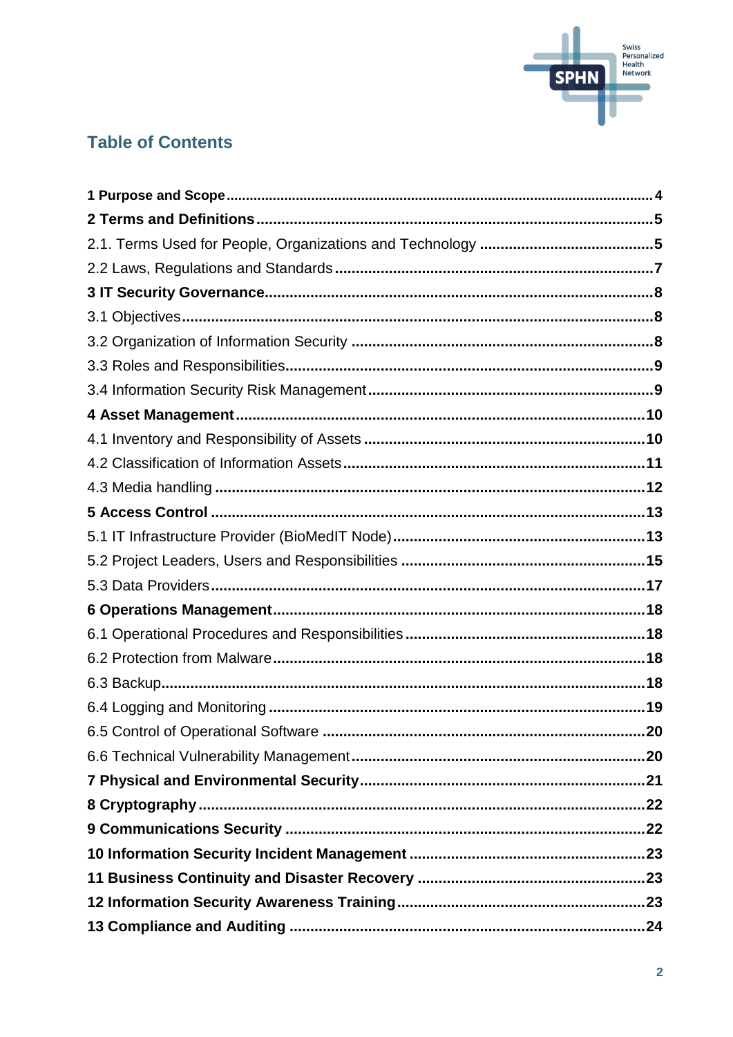## Table of Contents

**1 Purpose and Scope** .......... 4

**2 Terms and Definitions** .......... 5

2.1. Terms Used for People, Organizations and Technology .......... 5

2.2 Laws, Regulations and Standards .......... 7

**3 IT Security Governance** .......... 8

3.1 Objectives .......... 8

3.2 Organization of Information Security .......... 8

3.3 Roles and Responsibilities .......... 9

3.4 Information Security Risk Management .......... 9

**4 Asset Management** .......... 10

4.1 Inventory and Responsibility of Assets .......... 10

4.2 Classification of Information Assets .......... 11

4.3 Media handling .......... 12

**5 Access Control** .......... 13

5.1 IT Infrastructure Provider (BioMedIT Node) .......... 13

5.2 Project Leaders, Users and Responsibilities .......... 15

5.3 Data Providers .......... 17

**6 Operations Management** .......... 18

6.1 Operational Procedures and Responsibilities .......... 18

6.2 Protection from Malware .......... 18

6.3 Backup .......... 18

6.4 Logging and Monitoring .......... 19

6.5 Control of Operational Software .......... 20

6.6 Technical Vulnerability Management .......... 20

**7 Physical and Environmental Security** .......... 21

**8 Cryptography** .......... 22

**9 Communications Security** .......... 22

**10 Information Security Incident Management** .......... 23

**11 Business Continuity and Disaster Recovery** .......... 23

**12 Information Security Awareness Training** .......... 23

**13 Compliance and Auditing** .......... 24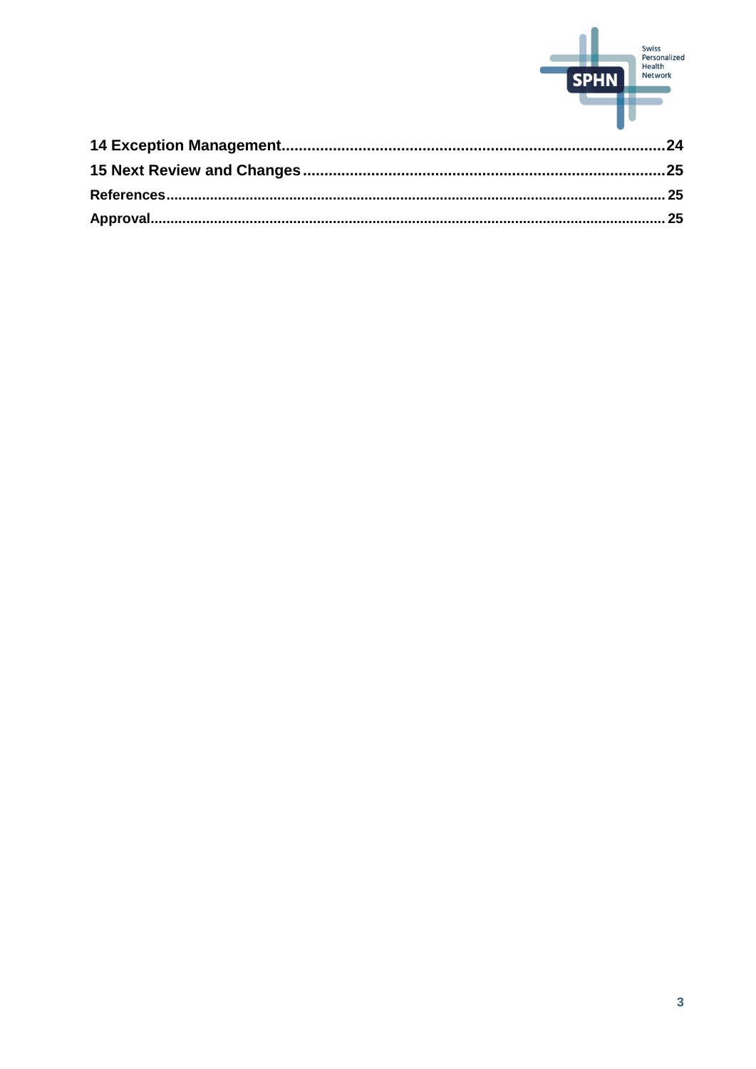**14 Exception Management**........................................................................................24

**15 Next Review and Changes**....................................................................................25

**References**..................................................................................................................25

**Approval**.....................................................................................................................25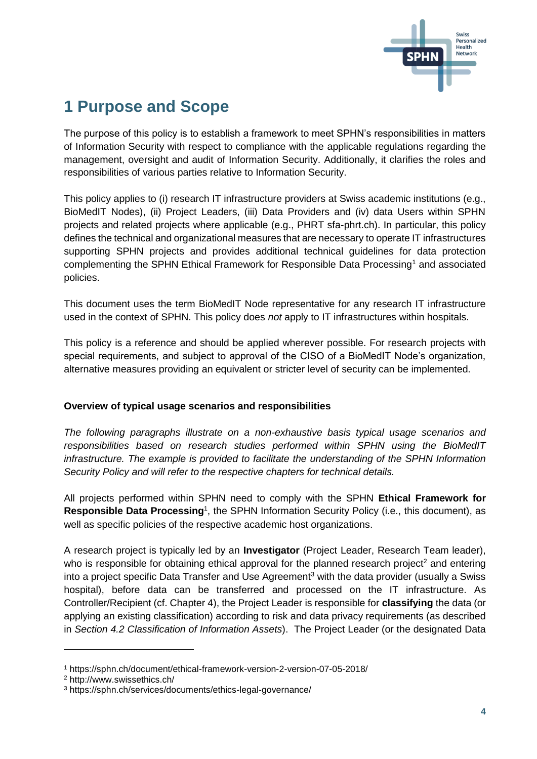# 1 Purpose and Scope

The purpose of this policy is to establish a framework to meet SPHN's responsibilities in matters of Information Security with respect to compliance with the applicable regulations regarding the management, oversight and audit of Information Security. Additionally, it clarifies the roles and responsibilities of various parties relative to Information Security.

This policy applies to (i) research IT infrastructure providers at Swiss academic institutions (e.g., BioMedIT Nodes), (ii) Project Leaders, (iii) Data Providers and (iv) data Users within SPHN projects and related projects where applicable (e.g., PHRT sfa-phrt.ch). In particular, this policy defines the technical and organizational measures that are necessary to operate IT infrastructures supporting SPHN projects and provides additional technical guidelines for data protection complementing the SPHN Ethical Framework for Responsible Data Processing[1] and associated policies.

This document uses the term BioMedIT Node representative for any research IT infrastructure used in the context of SPHN. This policy does *not* apply to IT infrastructures within hospitals.

This policy is a reference and should be applied wherever possible. For research projects with special requirements, and subject to approval of the CISO of a BioMedIT Node's organization, alternative measures providing an equivalent or stricter level of security can be implemented.

**Overview of typical usage scenarios and responsibilities**

*The following paragraphs illustrate on a non-exhaustive basis typical usage scenarios and responsibilities based on research studies performed within SPHN using the BioMedIT infrastructure. The example is provided to facilitate the understanding of the SPHN Information Security Policy and will refer to the respective chapters for technical details.*

All projects performed within SPHN need to comply with the SPHN **Ethical Framework for Responsible Data Processing**[1], the SPHN Information Security Policy (i.e., this document), as well as specific policies of the respective academic host organizations.

A research project is typically led by an **Investigator** (Project Leader, Research Team leader), who is responsible for obtaining ethical approval for the planned research project[2] and entering into a project specific Data Transfer and Use Agreement[3] with the data provider (usually a Swiss hospital), before data can be transferred and processed on the IT infrastructure. As Controller/Recipient (cf. Chapter 4), the Project Leader is responsible for **classifying** the data (or applying an existing classification) according to risk and data privacy requirements (as described in *Section 4.2 Classification of Information Assets*). The Project Leader (or the designated Data

[1] https://sphn.ch/document/ethical-framework-version-2-version-07-05-2018/

[2] http://www.swissethics.ch/

[3] https://sphn.ch/services/documents/ethics-legal-governance/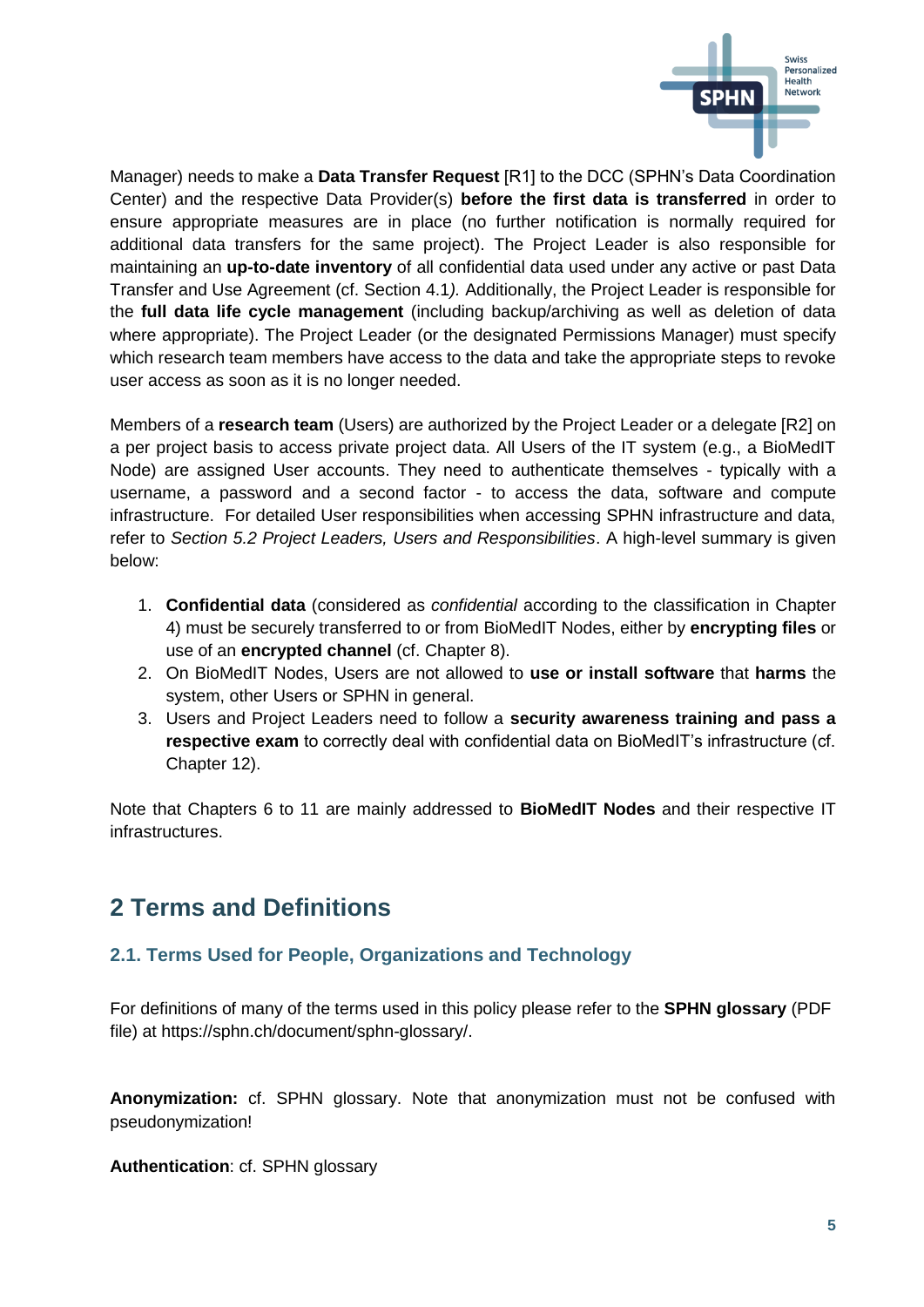Manager) needs to make a **Data Transfer Request** [R1] to the DCC (SPHN's Data Coordination Center) and the respective Data Provider(s) **before the first data is transferred** in order to ensure appropriate measures are in place (no further notification is normally required for additional data transfers for the same project). The Project Leader is also responsible for maintaining an **up-to-date inventory** of all confidential data used under any active or past Data Transfer and Use Agreement (cf. Section 4.1*).* Additionally, the Project Leader is responsible for the **full data life cycle management** (including backup/archiving as well as deletion of data where appropriate). The Project Leader (or the designated Permissions Manager) must specify which research team members have access to the data and take the appropriate steps to revoke user access as soon as it is no longer needed.

Members of a **research team** (Users) are authorized by the Project Leader or a delegate [R2] on a per project basis to access private project data. All Users of the IT system (e.g., a BioMedIT Node) are assigned User accounts. They need to authenticate themselves - typically with a username, a password and a second factor - to access the data, software and compute infrastructure. For detailed User responsibilities when accessing SPHN infrastructure and data, refer to *Section 5.2 Project Leaders, Users and Responsibilities*. A high-level summary is given below:

1. **Confidential data** (considered as *confidential* according to the classification in Chapter 4) must be securely transferred to or from BioMedIT Nodes, either by **encrypting files** or use of an **encrypted channel** (cf. Chapter 8).
2. On BioMedIT Nodes, Users are not allowed to **use or install software** that **harms** the system, other Users or SPHN in general.
3. Users and Project Leaders need to follow a **security awareness training and pass a respective exam** to correctly deal with confidential data on BioMedIT's infrastructure (cf. Chapter 12).

Note that Chapters 6 to 11 are mainly addressed to **BioMedIT Nodes** and their respective IT infrastructures.

# 2 Terms and Definitions

## 2.1. Terms Used for People, Organizations and Technology

For definitions of many of the terms used in this policy please refer to the **SPHN glossary** (PDF file) at https://sphn.ch/document/sphn-glossary/.

**Anonymization:** cf. SPHN glossary. Note that anonymization must not be confused with pseudonymization!

**Authentication**: cf. SPHN glossary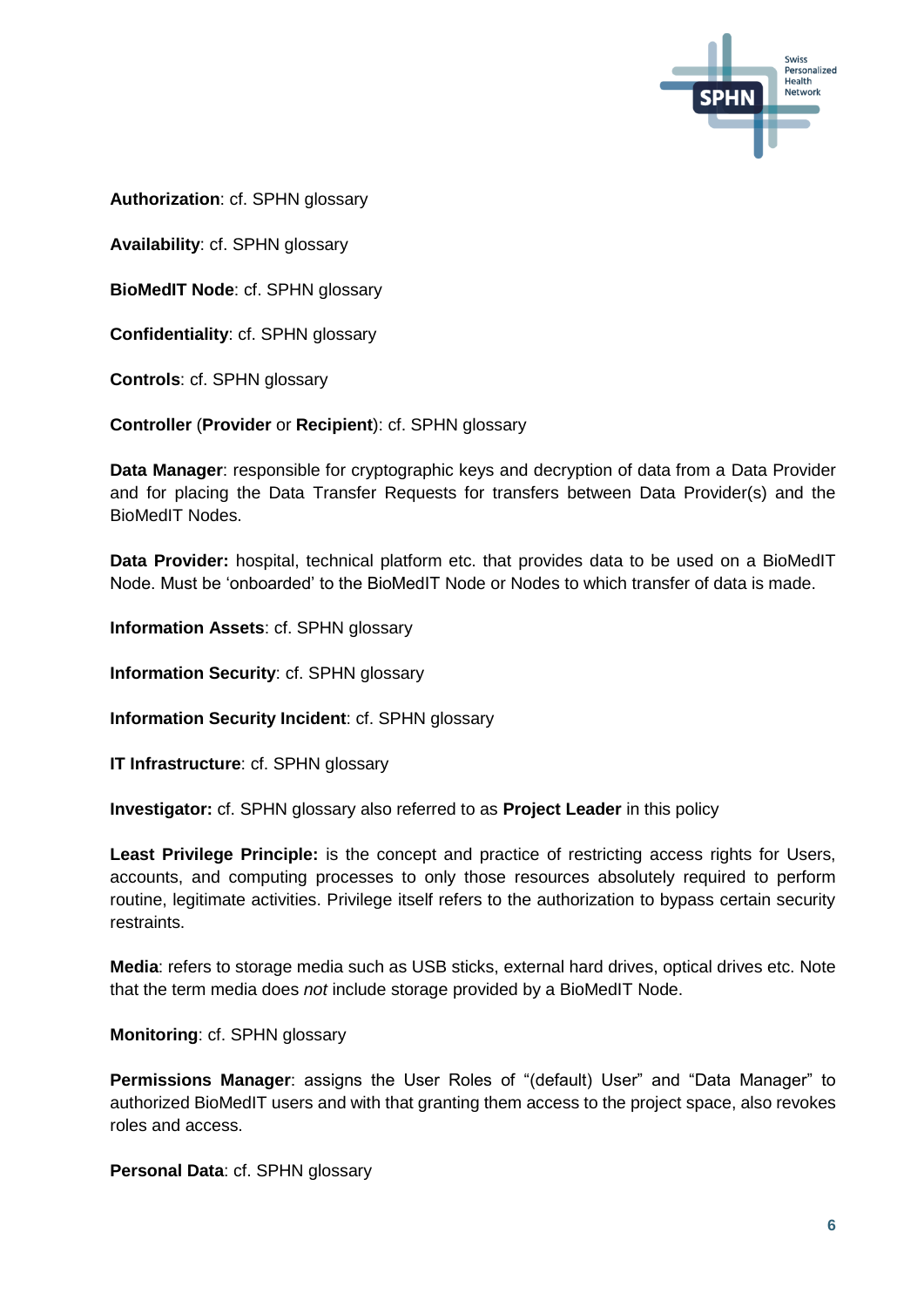**Authorization**: cf. SPHN glossary

**Availability**: cf. SPHN glossary

**BioMedIT Node**: cf. SPHN glossary

**Confidentiality**: cf. SPHN glossary

**Controls**: cf. SPHN glossary

**Controller** (**Provider** or **Recipient**): cf. SPHN glossary

**Data Manager**: responsible for cryptographic keys and decryption of data from a Data Provider and for placing the Data Transfer Requests for transfers between Data Provider(s) and the BioMedIT Nodes.

**Data Provider:** hospital, technical platform etc. that provides data to be used on a BioMedIT Node. Must be 'onboarded' to the BioMedIT Node or Nodes to which transfer of data is made.

**Information Assets**: cf. SPHN glossary

**Information Security**: cf. SPHN glossary

**Information Security Incident**: cf. SPHN glossary

**IT Infrastructure**: cf. SPHN glossary

**Investigator:** cf. SPHN glossary also referred to as **Project Leader** in this policy

**Least Privilege Principle:** is the concept and practice of restricting access rights for Users, accounts, and computing processes to only those resources absolutely required to perform routine, legitimate activities. Privilege itself refers to the authorization to bypass certain security restraints.

**Media**: refers to storage media such as USB sticks, external hard drives, optical drives etc. Note that the term media does *not* include storage provided by a BioMedIT Node.

**Monitoring**: cf. SPHN glossary

**Permissions Manager**: assigns the User Roles of "(default) User" and "Data Manager" to authorized BioMedIT users and with that granting them access to the project space, also revokes roles and access.

**Personal Data**: cf. SPHN glossary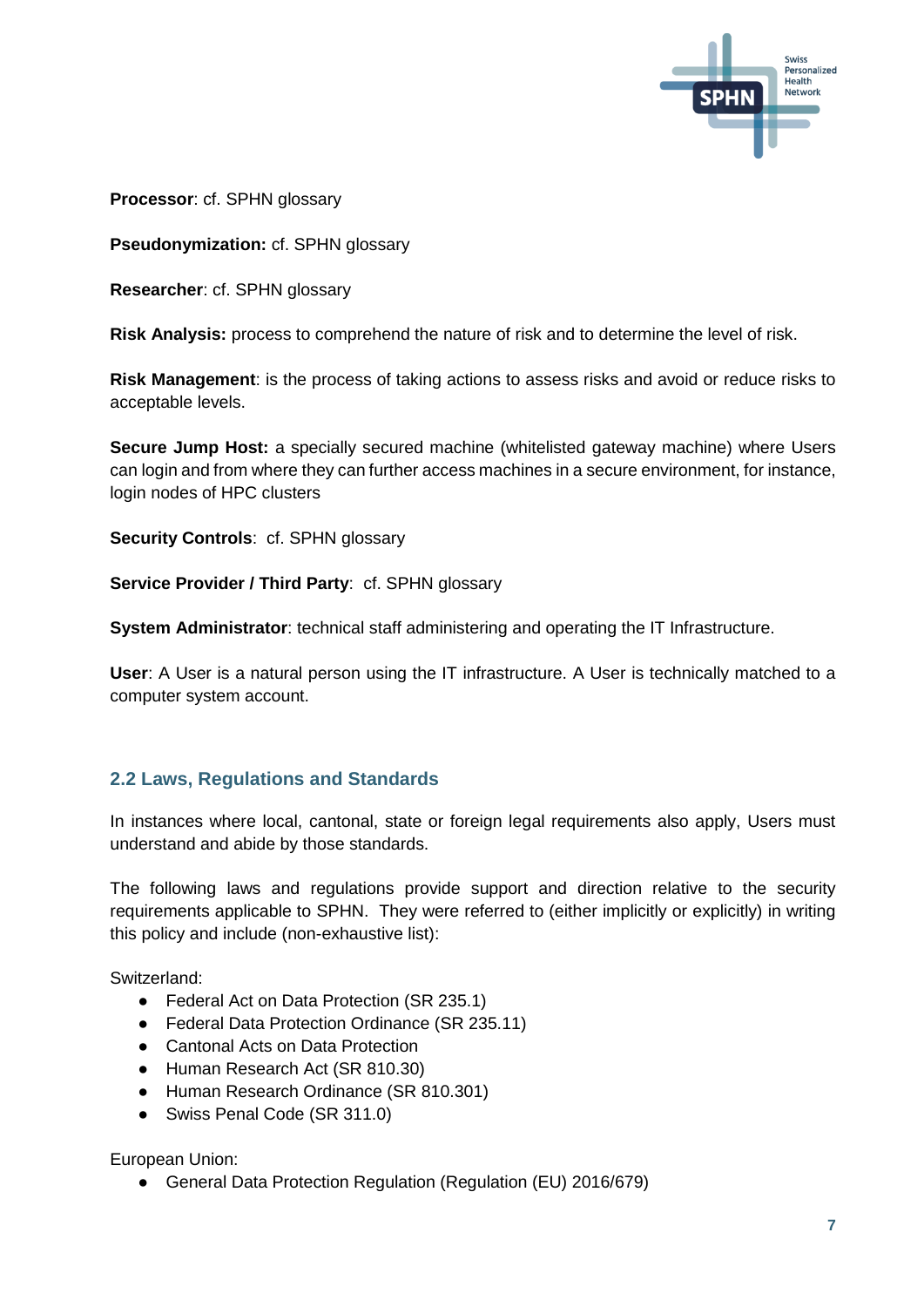**Processor**: cf. SPHN glossary

**Pseudonymization:** cf. SPHN glossary

**Researcher**: cf. SPHN glossary

**Risk Analysis:** process to comprehend the nature of risk and to determine the level of risk.

**Risk Management**: is the process of taking actions to assess risks and avoid or reduce risks to acceptable levels.

**Secure Jump Host:** a specially secured machine (whitelisted gateway machine) where Users can login and from where they can further access machines in a secure environment, for instance, login nodes of HPC clusters

**Security Controls**: cf. SPHN glossary

**Service Provider / Third Party**: cf. SPHN glossary

**System Administrator**: technical staff administering and operating the IT Infrastructure.

**User**: A User is a natural person using the IT infrastructure. A User is technically matched to a computer system account.

## 2.2 Laws, Regulations and Standards

In instances where local, cantonal, state or foreign legal requirements also apply, Users must understand and abide by those standards.

The following laws and regulations provide support and direction relative to the security requirements applicable to SPHN. They were referred to (either implicitly or explicitly) in writing this policy and include (non-exhaustive list):

Switzerland:

- Federal Act on Data Protection (SR 235.1)
- Federal Data Protection Ordinance (SR 235.11)
- Cantonal Acts on Data Protection
- Human Research Act (SR 810.30)
- Human Research Ordinance (SR 810.301)
- Swiss Penal Code (SR 311.0)

European Union:

- General Data Protection Regulation (Regulation (EU) 2016/679)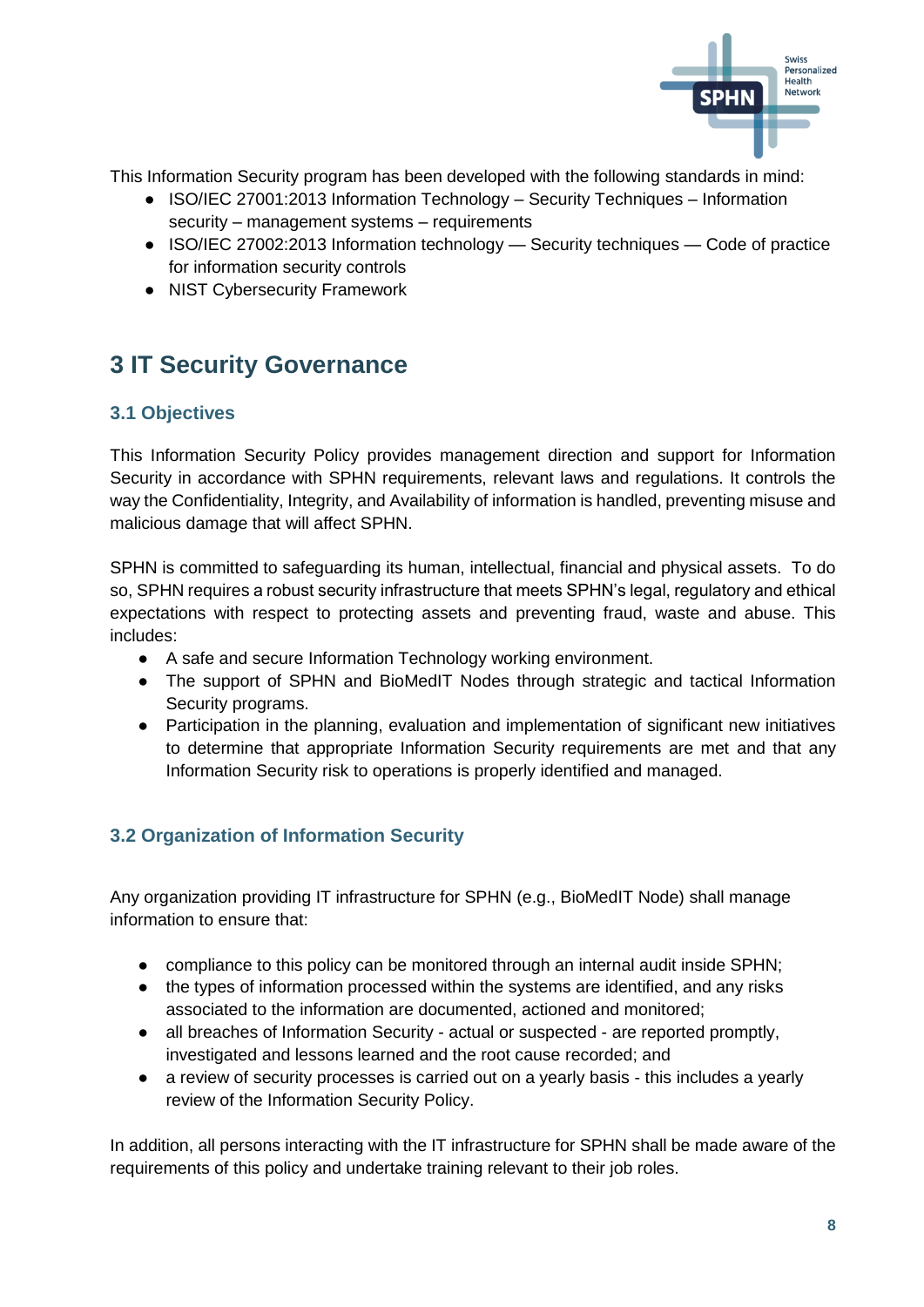This Information Security program has been developed with the following standards in mind:

- ISO/IEC 27001:2013 Information Technology – Security Techniques – Information security – management systems – requirements
- ISO/IEC 27002:2013 Information technology — Security techniques — Code of practice for information security controls
- NIST Cybersecurity Framework

# 3 IT Security Governance

## 3.1 Objectives

This Information Security Policy provides management direction and support for Information Security in accordance with SPHN requirements, relevant laws and regulations. It controls the way the Confidentiality, Integrity, and Availability of information is handled, preventing misuse and malicious damage that will affect SPHN.

SPHN is committed to safeguarding its human, intellectual, financial and physical assets. To do so, SPHN requires a robust security infrastructure that meets SPHN's legal, regulatory and ethical expectations with respect to protecting assets and preventing fraud, waste and abuse. This includes:

- A safe and secure Information Technology working environment.
- The support of SPHN and BioMedIT Nodes through strategic and tactical Information Security programs.
- Participation in the planning, evaluation and implementation of significant new initiatives to determine that appropriate Information Security requirements are met and that any Information Security risk to operations is properly identified and managed.

## 3.2 Organization of Information Security

Any organization providing IT infrastructure for SPHN (e.g., BioMedIT Node) shall manage information to ensure that:

- compliance to this policy can be monitored through an internal audit inside SPHN;
- the types of information processed within the systems are identified, and any risks associated to the information are documented, actioned and monitored;
- all breaches of Information Security - actual or suspected - are reported promptly, investigated and lessons learned and the root cause recorded; and
- a review of security processes is carried out on a yearly basis - this includes a yearly review of the Information Security Policy.

In addition, all persons interacting with the IT infrastructure for SPHN shall be made aware of the requirements of this policy and undertake training relevant to their job roles.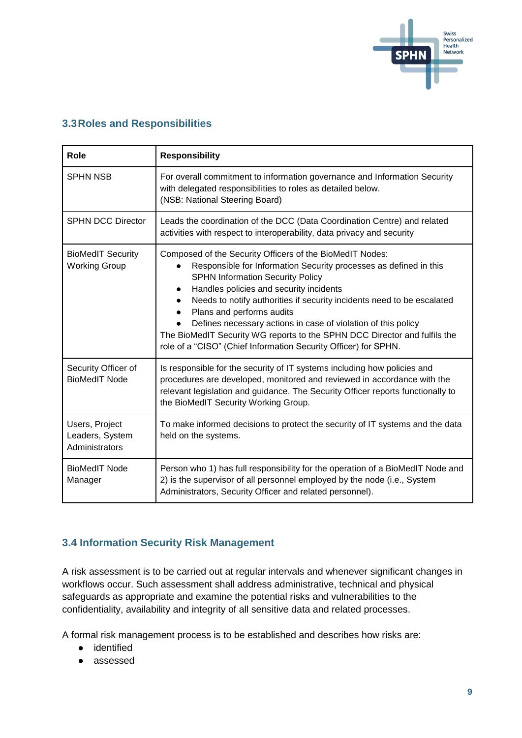## 3.3 Roles and Responsibilities

| Role | Responsibility |
|---|---|
| SPHN NSB | For overall commitment to information governance and Information Security with delegated responsibilities to roles as detailed below.<br>(NSB: National Steering Board) |
| SPHN DCC Director | Leads the coordination of the DCC (Data Coordination Centre) and related activities with respect to interoperability, data privacy and security |
| BioMedIT Security Working Group | Composed of the Security Officers of the BioMedIT Nodes:<br>● Responsible for Information Security processes as defined in this SPHN Information Security Policy<br>● Handles policies and security incidents<br>● Needs to notify authorities if security incidents need to be escalated<br>● Plans and performs audits<br>● Defines necessary actions in case of violation of this policy<br>The BioMedIT Security WG reports to the SPHN DCC Director and fulfils the role of a “CISO” (Chief Information Security Officer) for SPHN. |
| Security Officer of BioMedIT Node | Is responsible for the security of IT systems including how policies and procedures are developed, monitored and reviewed in accordance with the relevant legislation and guidance. The Security Officer reports functionally to the BioMedIT Security Working Group. |
| Users, Project Leaders, System Administrators | To make informed decisions to protect the security of IT systems and the data held on the systems. |
| BioMedIT Node Manager | Person who 1) has full responsibility for the operation of a BioMedIT Node and 2) is the supervisor of all personnel employed by the node (i.e., System Administrators, Security Officer and related personnel). |

## 3.4 Information Security Risk Management

A risk assessment is to be carried out at regular intervals and whenever significant changes in workflows occur. Such assessment shall address administrative, technical and physical safeguards as appropriate and examine the potential risks and vulnerabilities to the confidentiality, availability and integrity of all sensitive data and related processes.

A formal risk management process is to be established and describes how risks are:

- identified
- assessed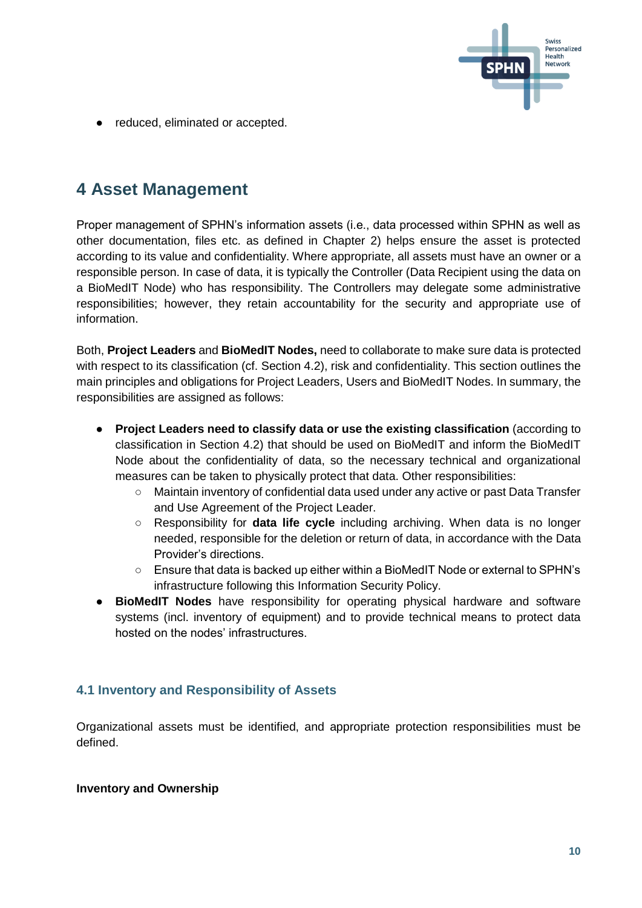- reduced, eliminated or accepted.

# 4 Asset Management

Proper management of SPHN's information assets (i.e., data processed within SPHN as well as other documentation, files etc. as defined in Chapter 2) helps ensure the asset is protected according to its value and confidentiality. Where appropriate, all assets must have an owner or a responsible person. In case of data, it is typically the Controller (Data Recipient using the data on a BioMedIT Node) who has responsibility. The Controllers may delegate some administrative responsibilities; however, they retain accountability for the security and appropriate use of information.

Both, **Project Leaders** and **BioMedIT Nodes,** need to collaborate to make sure data is protected with respect to its classification (cf. Section 4.2), risk and confidentiality. This section outlines the main principles and obligations for Project Leaders, Users and BioMedIT Nodes. In summary, the responsibilities are assigned as follows:

- **Project Leaders need to classify data or use the existing classification** (according to classification in Section 4.2) that should be used on BioMedIT and inform the BioMedIT Node about the confidentiality of data, so the necessary technical and organizational measures can be taken to physically protect that data. Other responsibilities:
    - Maintain inventory of confidential data used under any active or past Data Transfer and Use Agreement of the Project Leader.
    - Responsibility for **data life cycle** including archiving. When data is no longer needed, responsible for the deletion or return of data, in accordance with the Data Provider's directions.
    - Ensure that data is backed up either within a BioMedIT Node or external to SPHN's infrastructure following this Information Security Policy.
- **BioMedIT Nodes** have responsibility for operating physical hardware and software systems (incl. inventory of equipment) and to provide technical means to protect data hosted on the nodes' infrastructures.

## 4.1 Inventory and Responsibility of Assets

Organizational assets must be identified, and appropriate protection responsibilities must be defined.

**Inventory and Ownership**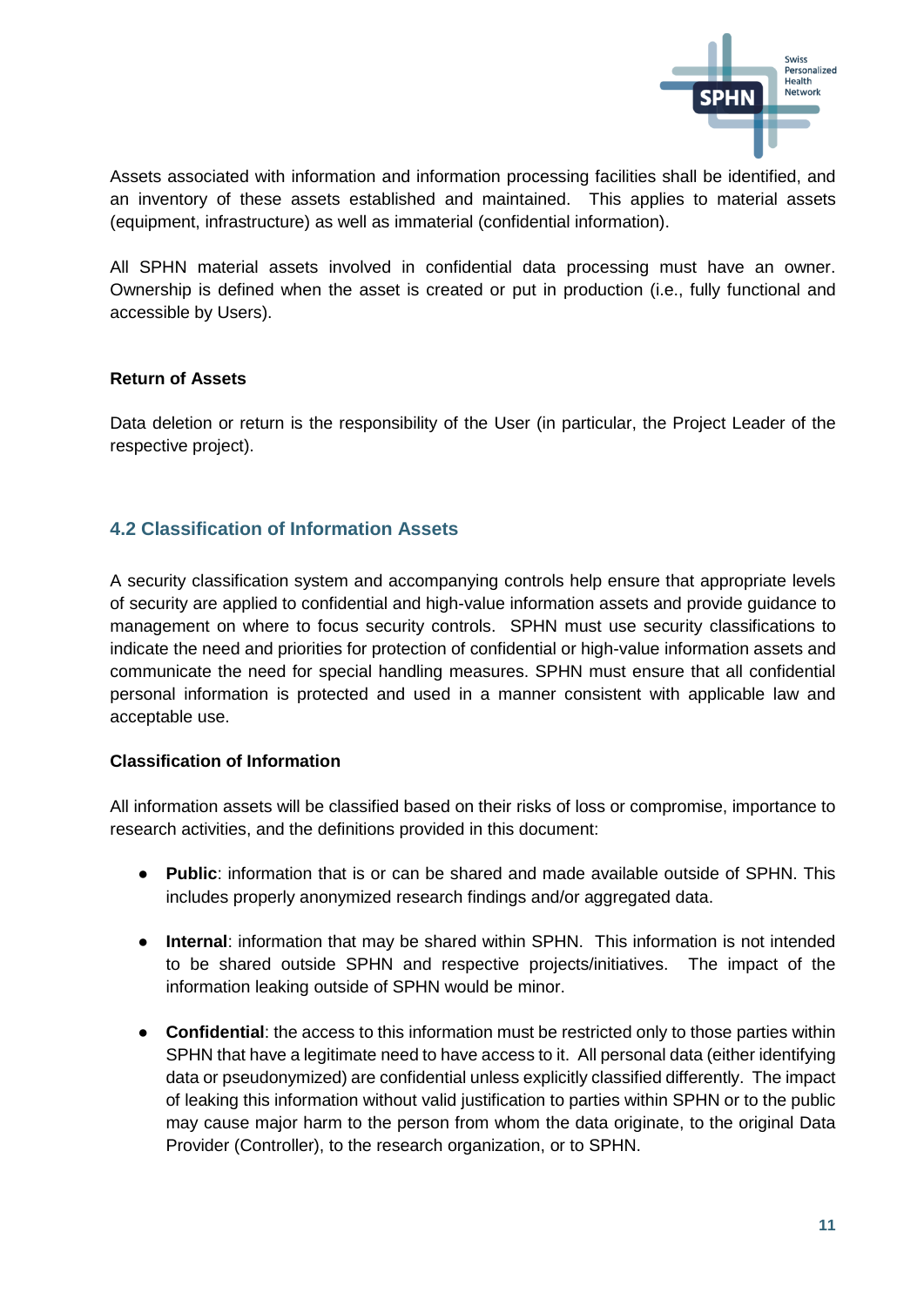Assets associated with information and information processing facilities shall be identified, and an inventory of these assets established and maintained. This applies to material assets (equipment, infrastructure) as well as immaterial (confidential information).

All SPHN material assets involved in confidential data processing must have an owner. Ownership is defined when the asset is created or put in production (i.e., fully functional and accessible by Users).

**Return of Assets**

Data deletion or return is the responsibility of the User (in particular, the Project Leader of the respective project).

## 4.2 Classification of Information Assets

A security classification system and accompanying controls help ensure that appropriate levels of security are applied to confidential and high-value information assets and provide guidance to management on where to focus security controls. SPHN must use security classifications to indicate the need and priorities for protection of confidential or high-value information assets and communicate the need for special handling measures. SPHN must ensure that all confidential personal information is protected and used in a manner consistent with applicable law and acceptable use.

**Classification of Information**

All information assets will be classified based on their risks of loss or compromise, importance to research activities, and the definitions provided in this document:

- **Public**: information that is or can be shared and made available outside of SPHN. This includes properly anonymized research findings and/or aggregated data.
- **Internal**: information that may be shared within SPHN. This information is not intended to be shared outside SPHN and respective projects/initiatives. The impact of the information leaking outside of SPHN would be minor.
- **Confidential**: the access to this information must be restricted only to those parties within SPHN that have a legitimate need to have access to it. All personal data (either identifying data or pseudonymized) are confidential unless explicitly classified differently. The impact of leaking this information without valid justification to parties within SPHN or to the public may cause major harm to the person from whom the data originate, to the original Data Provider (Controller), to the research organization, or to SPHN.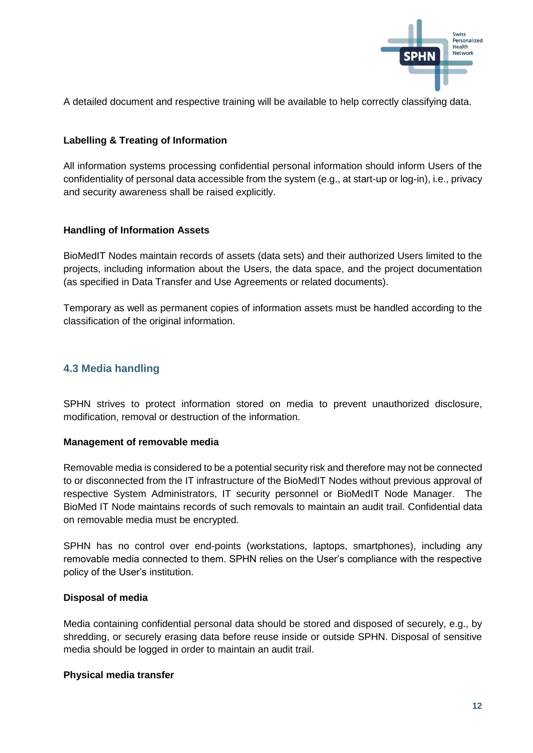A detailed document and respective training will be available to help correctly classifying data.

**Labelling & Treating of Information**

All information systems processing confidential personal information should inform Users of the confidentiality of personal data accessible from the system (e.g., at start-up or log-in), i.e., privacy and security awareness shall be raised explicitly.

**Handling of Information Assets**

BioMedIT Nodes maintain records of assets (data sets) and their authorized Users limited to the projects, including information about the Users, the data space, and the project documentation (as specified in Data Transfer and Use Agreements or related documents).

Temporary as well as permanent copies of information assets must be handled according to the classification of the original information.

## 4.3 Media handling

SPHN strives to protect information stored on media to prevent unauthorized disclosure, modification, removal or destruction of the information.

**Management of removable media**

Removable media is considered to be a potential security risk and therefore may not be connected to or disconnected from the IT infrastructure of the BioMedIT Nodes without previous approval of respective System Administrators, IT security personnel or BioMedIT Node Manager. The BioMed IT Node maintains records of such removals to maintain an audit trail. Confidential data on removable media must be encrypted.

SPHN has no control over end-points (workstations, laptops, smartphones), including any removable media connected to them. SPHN relies on the User's compliance with the respective policy of the User's institution.

**Disposal of media**

Media containing confidential personal data should be stored and disposed of securely, e.g., by shredding, or securely erasing data before reuse inside or outside SPHN. Disposal of sensitive media should be logged in order to maintain an audit trail.

**Physical media transfer**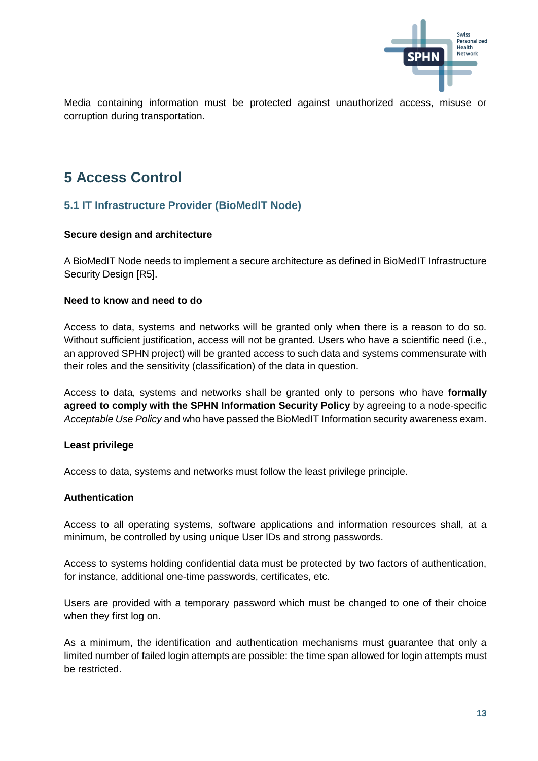Media containing information must be protected against unauthorized access, misuse or corruption during transportation.

# 5 Access Control

## 5.1 IT Infrastructure Provider (BioMedIT Node)

**Secure design and architecture**

A BioMedIT Node needs to implement a secure architecture as defined in BioMedIT Infrastructure Security Design [R5].

**Need to know and need to do**

Access to data, systems and networks will be granted only when there is a reason to do so. Without sufficient justification, access will not be granted. Users who have a scientific need (i.e., an approved SPHN project) will be granted access to such data and systems commensurate with their roles and the sensitivity (classification) of the data in question.

Access to data, systems and networks shall be granted only to persons who have **formally agreed to comply with the SPHN Information Security Policy** by agreeing to a node-specific *Acceptable Use Policy* and who have passed the BioMedIT Information security awareness exam.

**Least privilege**

Access to data, systems and networks must follow the least privilege principle.

**Authentication**

Access to all operating systems, software applications and information resources shall, at a minimum, be controlled by using unique User IDs and strong passwords.

Access to systems holding confidential data must be protected by two factors of authentication, for instance, additional one-time passwords, certificates, etc.

Users are provided with a temporary password which must be changed to one of their choice when they first log on.

As a minimum, the identification and authentication mechanisms must guarantee that only a limited number of failed login attempts are possible: the time span allowed for login attempts must be restricted.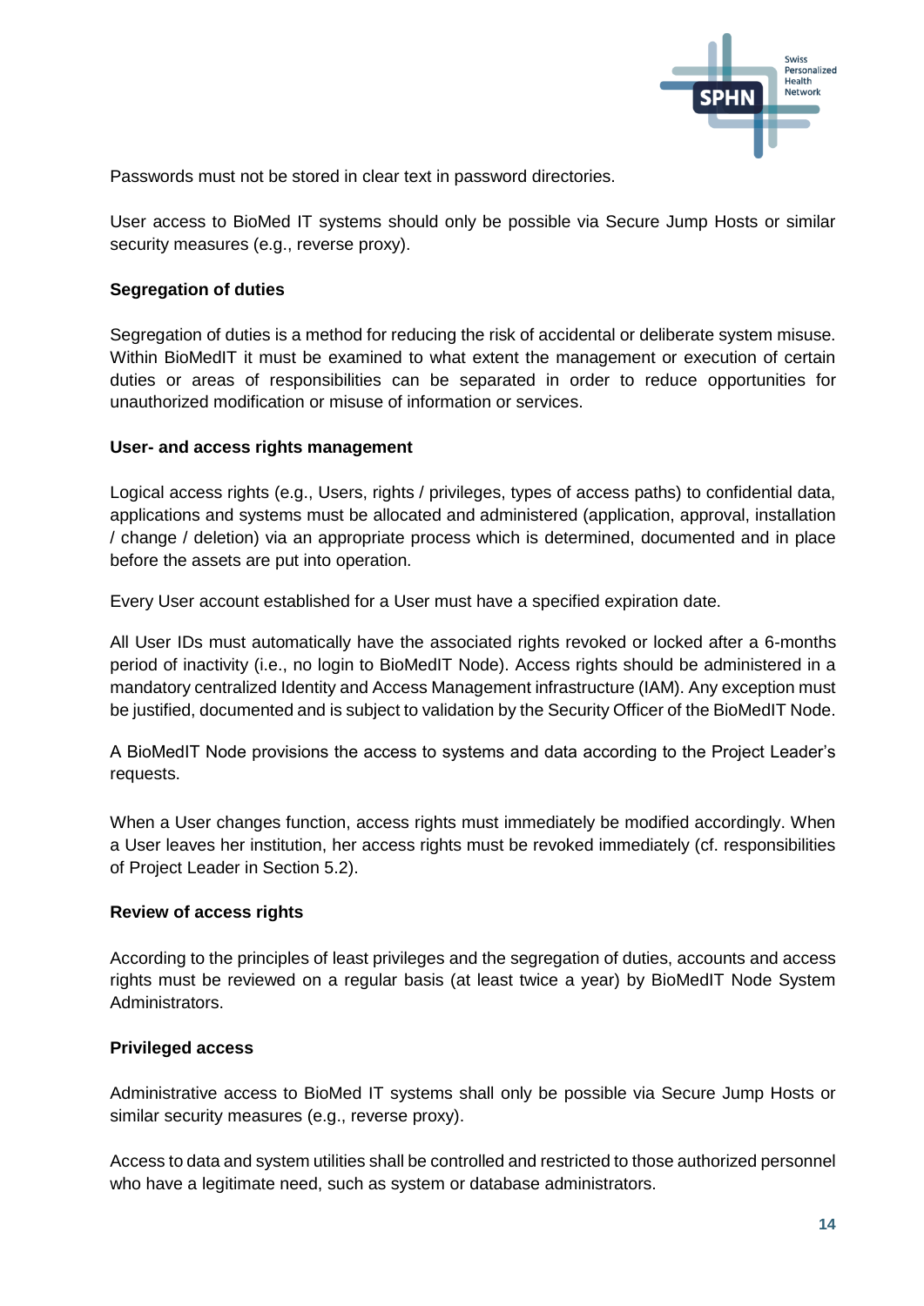Passwords must not be stored in clear text in password directories.

User access to BioMed IT systems should only be possible via Secure Jump Hosts or similar security measures (e.g., reverse proxy).

**Segregation of duties**

Segregation of duties is a method for reducing the risk of accidental or deliberate system misuse. Within BioMedIT it must be examined to what extent the management or execution of certain duties or areas of responsibilities can be separated in order to reduce opportunities for unauthorized modification or misuse of information or services.

**User- and access rights management**

Logical access rights (e.g., Users, rights / privileges, types of access paths) to confidential data, applications and systems must be allocated and administered (application, approval, installation / change / deletion) via an appropriate process which is determined, documented and in place before the assets are put into operation.

Every User account established for a User must have a specified expiration date.

All User IDs must automatically have the associated rights revoked or locked after a 6-months period of inactivity (i.e., no login to BioMedIT Node). Access rights should be administered in a mandatory centralized Identity and Access Management infrastructure (IAM). Any exception must be justified, documented and is subject to validation by the Security Officer of the BioMedIT Node.

A BioMedIT Node provisions the access to systems and data according to the Project Leader's requests.

When a User changes function, access rights must immediately be modified accordingly. When a User leaves her institution, her access rights must be revoked immediately (cf. responsibilities of Project Leader in Section 5.2).

**Review of access rights**

According to the principles of least privileges and the segregation of duties, accounts and access rights must be reviewed on a regular basis (at least twice a year) by BioMedIT Node System Administrators.

**Privileged access**

Administrative access to BioMed IT systems shall only be possible via Secure Jump Hosts or similar security measures (e.g., reverse proxy).

Access to data and system utilities shall be controlled and restricted to those authorized personnel who have a legitimate need, such as system or database administrators.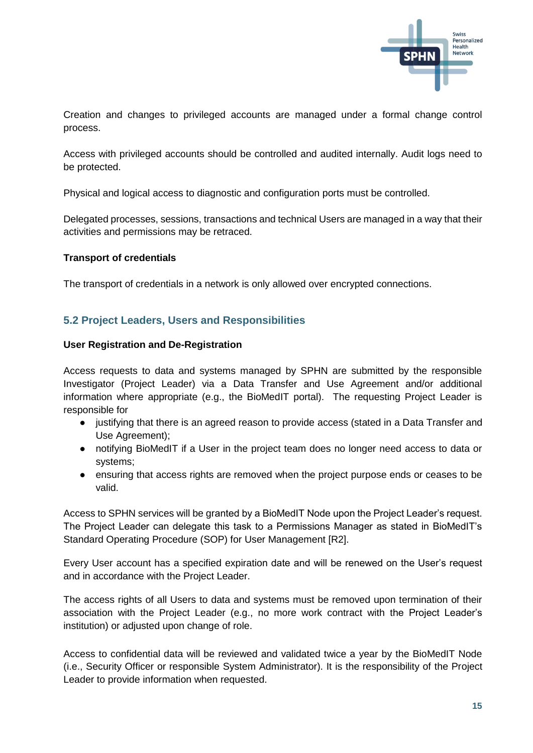Creation and changes to privileged accounts are managed under a formal change control process.

Access with privileged accounts should be controlled and audited internally. Audit logs need to be protected.

Physical and logical access to diagnostic and configuration ports must be controlled.

Delegated processes, sessions, transactions and technical Users are managed in a way that their activities and permissions may be retraced.

**Transport of credentials**

The transport of credentials in a network is only allowed over encrypted connections.

## 5.2 Project Leaders, Users and Responsibilities

**User Registration and De-Registration**

Access requests to data and systems managed by SPHN are submitted by the responsible Investigator (Project Leader) via a Data Transfer and Use Agreement and/or additional information where appropriate (e.g., the BioMedIT portal). The requesting Project Leader is responsible for

- justifying that there is an agreed reason to provide access (stated in a Data Transfer and Use Agreement);
- notifying BioMedIT if a User in the project team does no longer need access to data or systems;
- ensuring that access rights are removed when the project purpose ends or ceases to be valid.

Access to SPHN services will be granted by a BioMedIT Node upon the Project Leader's request. The Project Leader can delegate this task to a Permissions Manager as stated in BioMedIT's Standard Operating Procedure (SOP) for User Management [R2].

Every User account has a specified expiration date and will be renewed on the User's request and in accordance with the Project Leader.

The access rights of all Users to data and systems must be removed upon termination of their association with the Project Leader (e.g., no more work contract with the Project Leader's institution) or adjusted upon change of role.

Access to confidential data will be reviewed and validated twice a year by the BioMedIT Node (i.e., Security Officer or responsible System Administrator). It is the responsibility of the Project Leader to provide information when requested.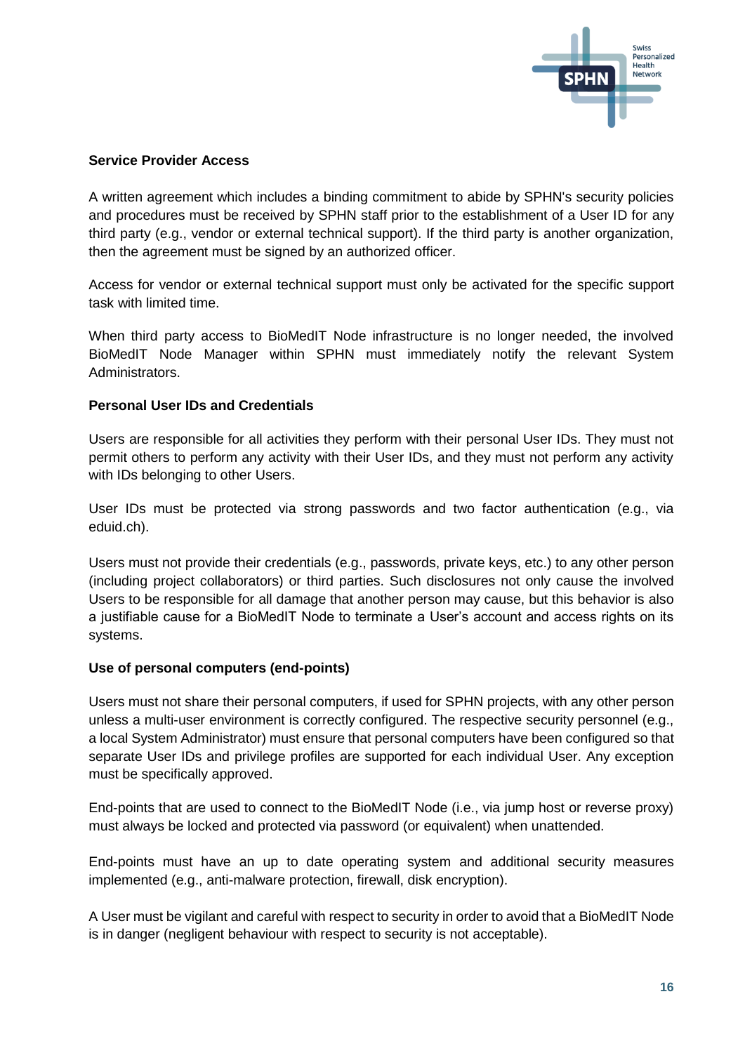**Service Provider Access**

A written agreement which includes a binding commitment to abide by SPHN's security policies and procedures must be received by SPHN staff prior to the establishment of a User ID for any third party (e.g., vendor or external technical support). If the third party is another organization, then the agreement must be signed by an authorized officer.

Access for vendor or external technical support must only be activated for the specific support task with limited time.

When third party access to BioMedIT Node infrastructure is no longer needed, the involved BioMedIT Node Manager within SPHN must immediately notify the relevant System Administrators.

**Personal User IDs and Credentials**

Users are responsible for all activities they perform with their personal User IDs. They must not permit others to perform any activity with their User IDs, and they must not perform any activity with IDs belonging to other Users.

User IDs must be protected via strong passwords and two factor authentication (e.g., via eduid.ch).

Users must not provide their credentials (e.g., passwords, private keys, etc.) to any other person (including project collaborators) or third parties. Such disclosures not only cause the involved Users to be responsible for all damage that another person may cause, but this behavior is also a justifiable cause for a BioMedIT Node to terminate a User's account and access rights on its systems.

**Use of personal computers (end-points)**

Users must not share their personal computers, if used for SPHN projects, with any other person unless a multi-user environment is correctly configured. The respective security personnel (e.g., a local System Administrator) must ensure that personal computers have been configured so that separate User IDs and privilege profiles are supported for each individual User. Any exception must be specifically approved.

End-points that are used to connect to the BioMedIT Node (i.e., via jump host or reverse proxy) must always be locked and protected via password (or equivalent) when unattended.

End-points must have an up to date operating system and additional security measures implemented (e.g., anti-malware protection, firewall, disk encryption).

A User must be vigilant and careful with respect to security in order to avoid that a BioMedIT Node is in danger (negligent behaviour with respect to security is not acceptable).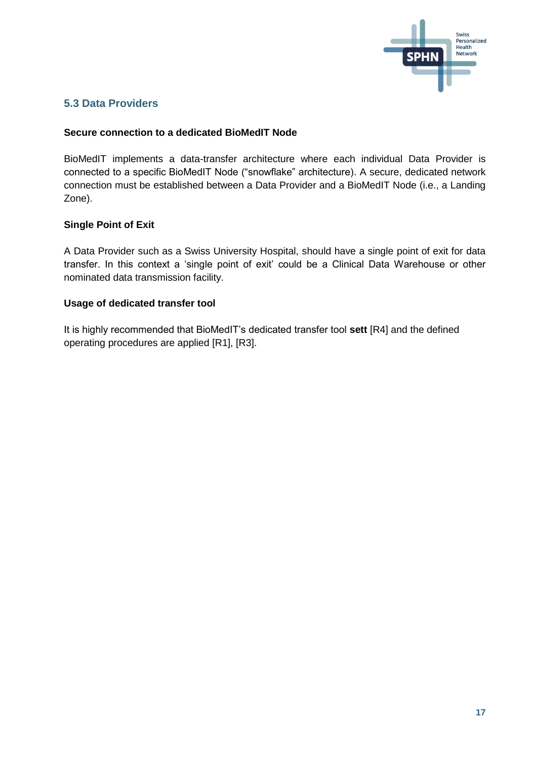## 5.3 Data Providers

**Secure connection to a dedicated BioMedIT Node**

BioMedIT implements a data-transfer architecture where each individual Data Provider is connected to a specific BioMedIT Node ("snowflake" architecture). A secure, dedicated network connection must be established between a Data Provider and a BioMedIT Node (i.e., a Landing Zone).

**Single Point of Exit**

A Data Provider such as a Swiss University Hospital, should have a single point of exit for data transfer. In this context a 'single point of exit' could be a Clinical Data Warehouse or other nominated data transmission facility.

**Usage of dedicated transfer tool**

It is highly recommended that BioMedIT's dedicated transfer tool **sett** [R4] and the defined operating procedures are applied [R1], [R3].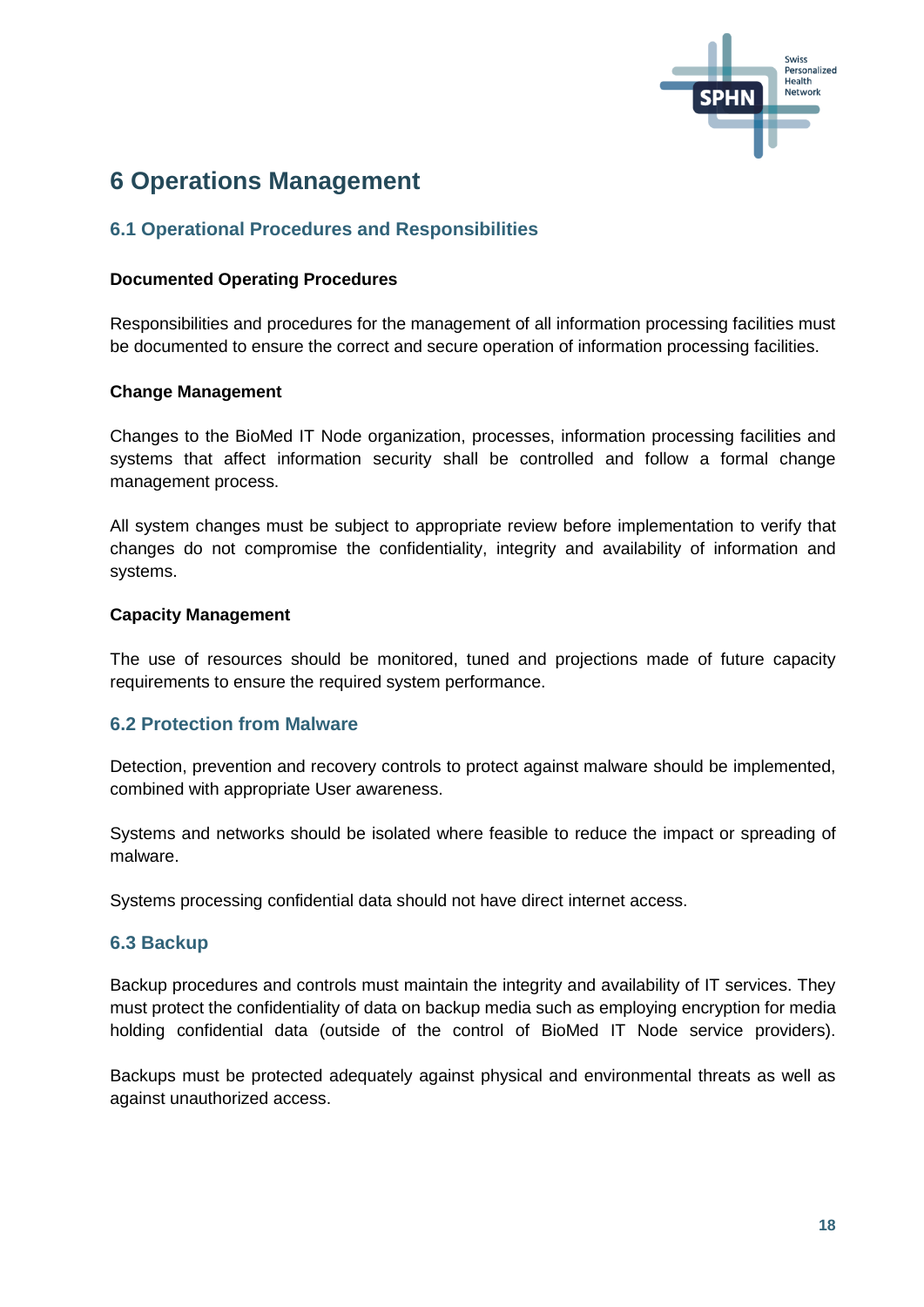# 6 Operations Management

## 6.1 Operational Procedures and Responsibilities

**Documented Operating Procedures**

Responsibilities and procedures for the management of all information processing facilities must be documented to ensure the correct and secure operation of information processing facilities.

**Change Management**

Changes to the BioMed IT Node organization, processes, information processing facilities and systems that affect information security shall be controlled and follow a formal change management process.

All system changes must be subject to appropriate review before implementation to verify that changes do not compromise the confidentiality, integrity and availability of information and systems.

**Capacity Management**

The use of resources should be monitored, tuned and projections made of future capacity requirements to ensure the required system performance.

## 6.2 Protection from Malware

Detection, prevention and recovery controls to protect against malware should be implemented, combined with appropriate User awareness.

Systems and networks should be isolated where feasible to reduce the impact or spreading of malware.

Systems processing confidential data should not have direct internet access.

## 6.3 Backup

Backup procedures and controls must maintain the integrity and availability of IT services. They must protect the confidentiality of data on backup media such as employing encryption for media holding confidential data (outside of the control of BioMed IT Node service providers).

Backups must be protected adequately against physical and environmental threats as well as against unauthorized access.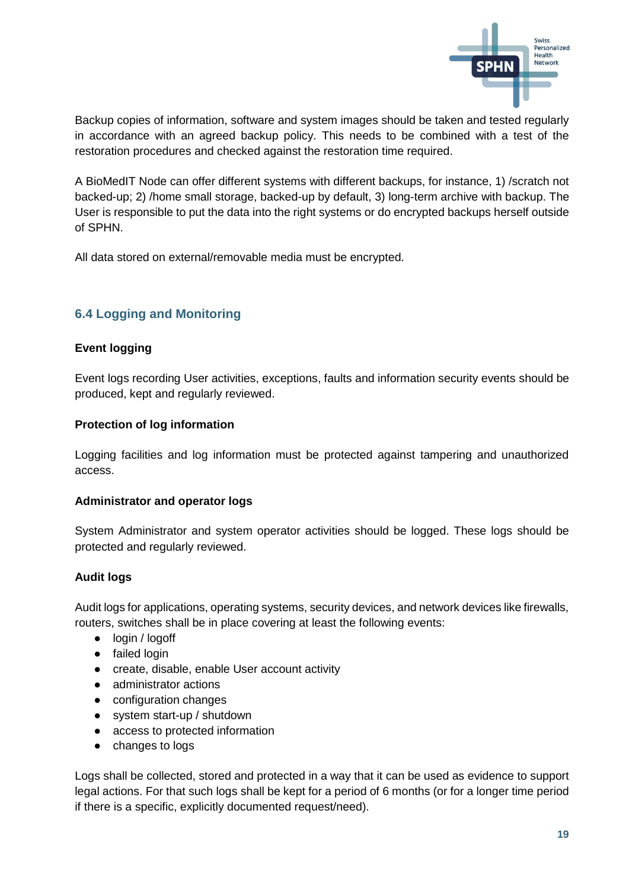Backup copies of information, software and system images should be taken and tested regularly in accordance with an agreed backup policy. This needs to be combined with a test of the restoration procedures and checked against the restoration time required.

A BioMedIT Node can offer different systems with different backups, for instance, 1) /scratch not backed-up; 2) /home small storage, backed-up by default, 3) long-term archive with backup. The User is responsible to put the data into the right systems or do encrypted backups herself outside of SPHN.

All data stored on external/removable media must be encrypted.

## 6.4 Logging and Monitoring

**Event logging**

Event logs recording User activities, exceptions, faults and information security events should be produced, kept and regularly reviewed.

**Protection of log information**

Logging facilities and log information must be protected against tampering and unauthorized access.

**Administrator and operator logs**

System Administrator and system operator activities should be logged. These logs should be protected and regularly reviewed.

**Audit logs**

Audit logs for applications, operating systems, security devices, and network devices like firewalls, routers, switches shall be in place covering at least the following events:

- login / logoff
- failed login
- create, disable, enable User account activity
- administrator actions
- configuration changes
- system start-up / shutdown
- access to protected information
- changes to logs

Logs shall be collected, stored and protected in a way that it can be used as evidence to support legal actions. For that such logs shall be kept for a period of 6 months (or for a longer time period if there is a specific, explicitly documented request/need).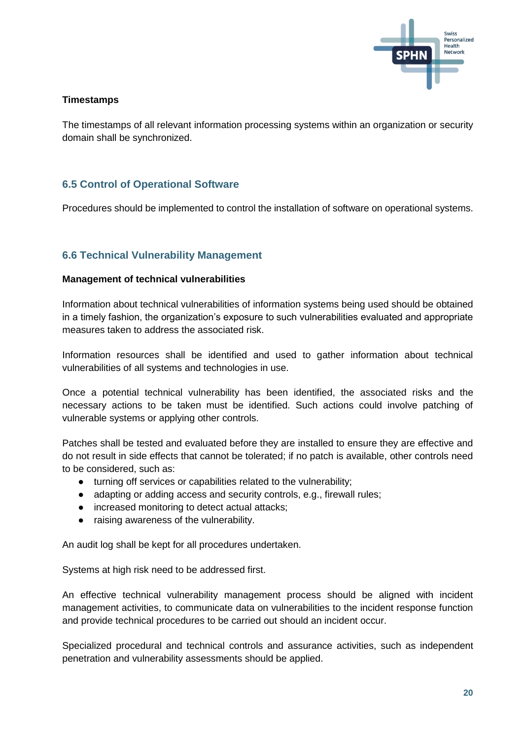**Timestamps**

The timestamps of all relevant information processing systems within an organization or security domain shall be synchronized.

## 6.5 Control of Operational Software

Procedures should be implemented to control the installation of software on operational systems.

## 6.6 Technical Vulnerability Management

**Management of technical vulnerabilities**

Information about technical vulnerabilities of information systems being used should be obtained in a timely fashion, the organization's exposure to such vulnerabilities evaluated and appropriate measures taken to address the associated risk.

Information resources shall be identified and used to gather information about technical vulnerabilities of all systems and technologies in use.

Once a potential technical vulnerability has been identified, the associated risks and the necessary actions to be taken must be identified. Such actions could involve patching of vulnerable systems or applying other controls.

Patches shall be tested and evaluated before they are installed to ensure they are effective and do not result in side effects that cannot be tolerated; if no patch is available, other controls need to be considered, such as:

- turning off services or capabilities related to the vulnerability;
- adapting or adding access and security controls, e.g., firewall rules;
- increased monitoring to detect actual attacks;
- raising awareness of the vulnerability.

An audit log shall be kept for all procedures undertaken.

Systems at high risk need to be addressed first.

An effective technical vulnerability management process should be aligned with incident management activities, to communicate data on vulnerabilities to the incident response function and provide technical procedures to be carried out should an incident occur.

Specialized procedural and technical controls and assurance activities, such as independent penetration and vulnerability assessments should be applied.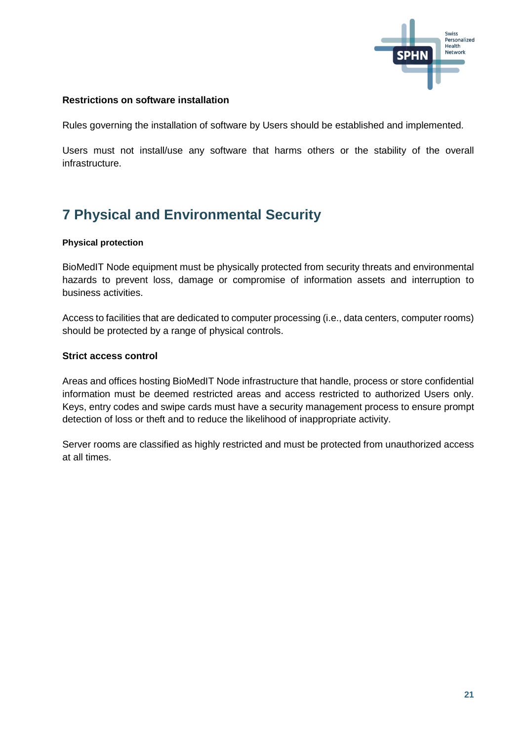**Restrictions on software installation**

Rules governing the installation of software by Users should be established and implemented.

Users must not install/use any software that harms others or the stability of the overall infrastructure.

# 7 Physical and Environmental Security

**Physical protection**

BioMedIT Node equipment must be physically protected from security threats and environmental hazards to prevent loss, damage or compromise of information assets and interruption to business activities.

Access to facilities that are dedicated to computer processing (i.e., data centers, computer rooms) should be protected by a range of physical controls.

**Strict access control**

Areas and offices hosting BioMedIT Node infrastructure that handle, process or store confidential information must be deemed restricted areas and access restricted to authorized Users only. Keys, entry codes and swipe cards must have a security management process to ensure prompt detection of loss or theft and to reduce the likelihood of inappropriate activity.

Server rooms are classified as highly restricted and must be protected from unauthorized access at all times.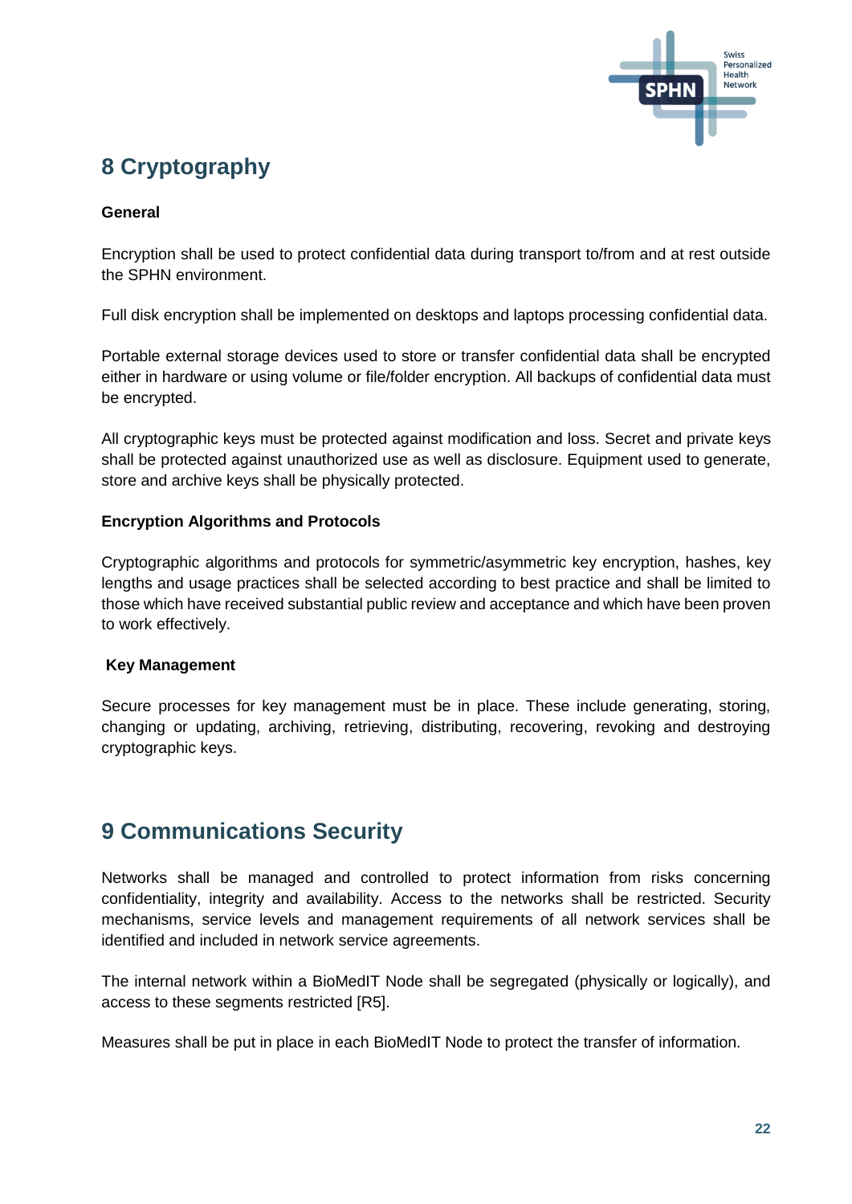# 8 Cryptography

**General**

Encryption shall be used to protect confidential data during transport to/from and at rest outside the SPHN environment.

Full disk encryption shall be implemented on desktops and laptops processing confidential data.

Portable external storage devices used to store or transfer confidential data shall be encrypted either in hardware or using volume or file/folder encryption. All backups of confidential data must be encrypted.

All cryptographic keys must be protected against modification and loss. Secret and private keys shall be protected against unauthorized use as well as disclosure. Equipment used to generate, store and archive keys shall be physically protected.

**Encryption Algorithms and Protocols**

Cryptographic algorithms and protocols for symmetric/asymmetric key encryption, hashes, key lengths and usage practices shall be selected according to best practice and shall be limited to those which have received substantial public review and acceptance and which have been proven to work effectively.

**Key Management**

Secure processes for key management must be in place. These include generating, storing, changing or updating, archiving, retrieving, distributing, recovering, revoking and destroying cryptographic keys.

# 9 Communications Security

Networks shall be managed and controlled to protect information from risks concerning confidentiality, integrity and availability. Access to the networks shall be restricted. Security mechanisms, service levels and management requirements of all network services shall be identified and included in network service agreements.

The internal network within a BioMedIT Node shall be segregated (physically or logically), and access to these segments restricted [R5].

Measures shall be put in place in each BioMedIT Node to protect the transfer of information.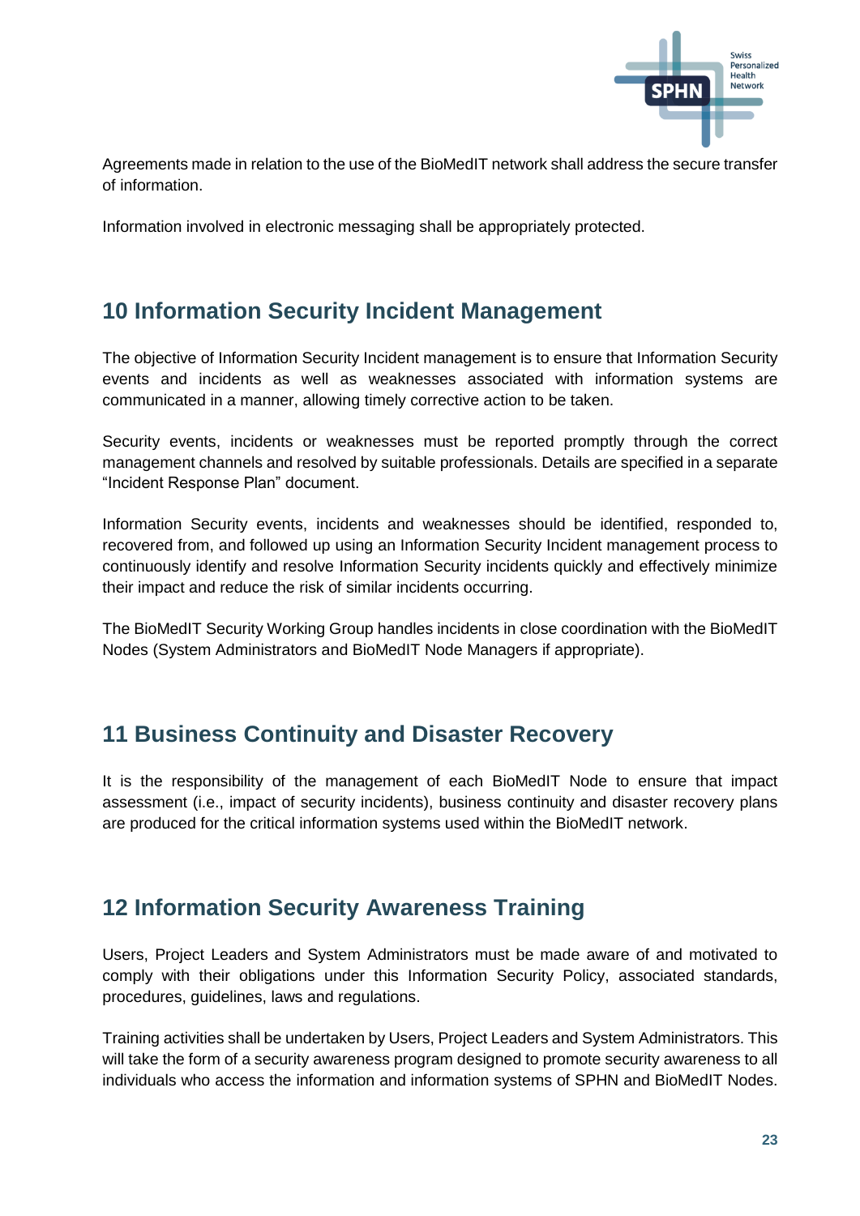Agreements made in relation to the use of the BioMedIT network shall address the secure transfer of information.

Information involved in electronic messaging shall be appropriately protected.

## 10 Information Security Incident Management

The objective of Information Security Incident management is to ensure that Information Security events and incidents as well as weaknesses associated with information systems are communicated in a manner, allowing timely corrective action to be taken.

Security events, incidents or weaknesses must be reported promptly through the correct management channels and resolved by suitable professionals. Details are specified in a separate "Incident Response Plan" document.

Information Security events, incidents and weaknesses should be identified, responded to, recovered from, and followed up using an Information Security Incident management process to continuously identify and resolve Information Security incidents quickly and effectively minimize their impact and reduce the risk of similar incidents occurring.

The BioMedIT Security Working Group handles incidents in close coordination with the BioMedIT Nodes (System Administrators and BioMedIT Node Managers if appropriate).

## 11 Business Continuity and Disaster Recovery

It is the responsibility of the management of each BioMedIT Node to ensure that impact assessment (i.e., impact of security incidents), business continuity and disaster recovery plans are produced for the critical information systems used within the BioMedIT network.

## 12 Information Security Awareness Training

Users, Project Leaders and System Administrators must be made aware of and motivated to comply with their obligations under this Information Security Policy, associated standards, procedures, guidelines, laws and regulations.

Training activities shall be undertaken by Users, Project Leaders and System Administrators. This will take the form of a security awareness program designed to promote security awareness to all individuals who access the information and information systems of SPHN and BioMedIT Nodes.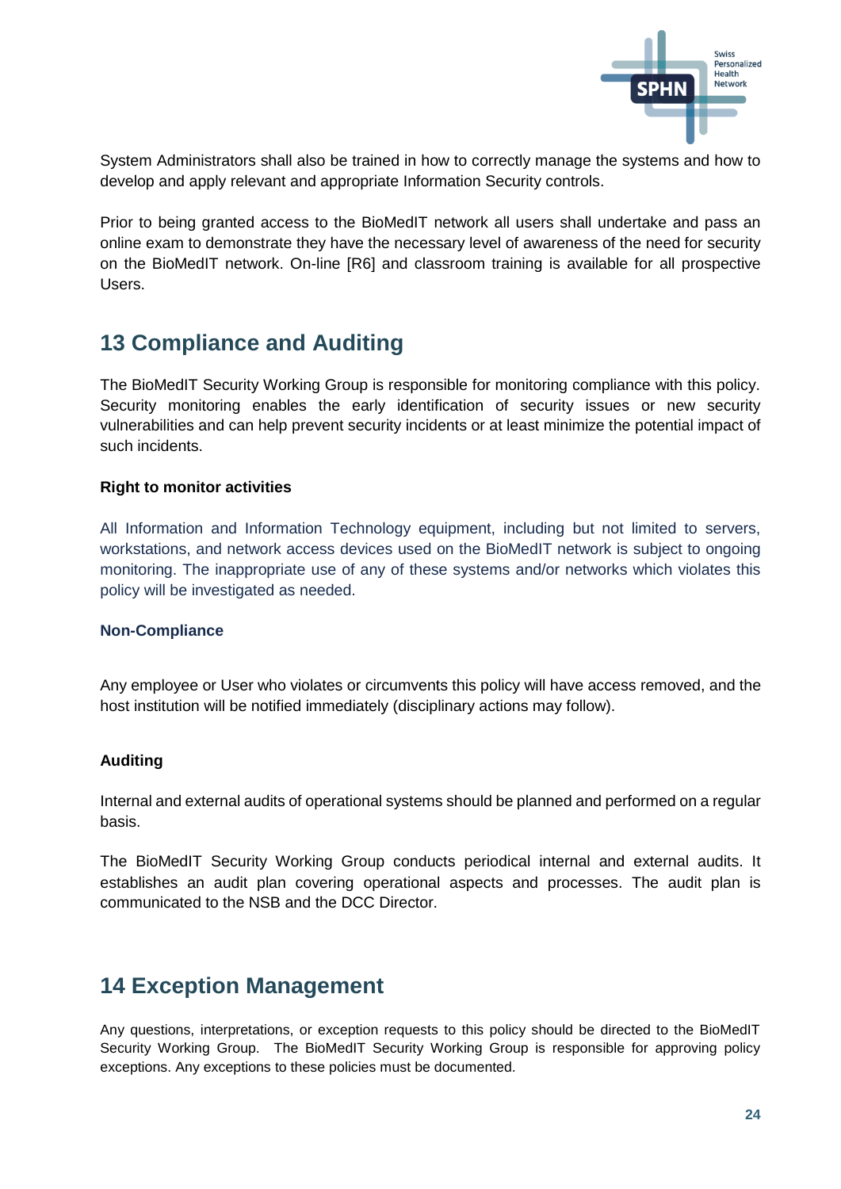System Administrators shall also be trained in how to correctly manage the systems and how to develop and apply relevant and appropriate Information Security controls.

Prior to being granted access to the BioMedIT network all users shall undertake and pass an online exam to demonstrate they have the necessary level of awareness of the need for security on the BioMedIT network. On-line [R6] and classroom training is available for all prospective Users.

# 13 Compliance and Auditing

The BioMedIT Security Working Group is responsible for monitoring compliance with this policy. Security monitoring enables the early identification of security issues or new security vulnerabilities and can help prevent security incidents or at least minimize the potential impact of such incidents.

**Right to monitor activities**

All Information and Information Technology equipment, including but not limited to servers, workstations, and network access devices used on the BioMedIT network is subject to ongoing monitoring. The inappropriate use of any of these systems and/or networks which violates this policy will be investigated as needed.

**Non-Compliance**

Any employee or User who violates or circumvents this policy will have access removed, and the host institution will be notified immediately (disciplinary actions may follow).

**Auditing**

Internal and external audits of operational systems should be planned and performed on a regular basis.

The BioMedIT Security Working Group conducts periodical internal and external audits. It establishes an audit plan covering operational aspects and processes. The audit plan is communicated to the NSB and the DCC Director.

# 14 Exception Management

Any questions, interpretations, or exception requests to this policy should be directed to the BioMedIT Security Working Group. The BioMedIT Security Working Group is responsible for approving policy exceptions. Any exceptions to these policies must be documented.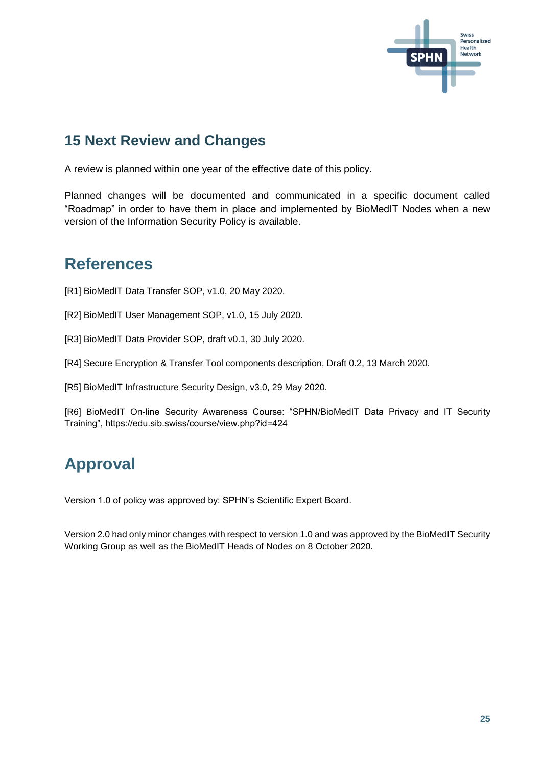## 15 Next Review and Changes

A review is planned within one year of the effective date of this policy.

Planned changes will be documented and communicated in a specific document called "Roadmap" in order to have them in place and implemented by BioMedIT Nodes when a new version of the Information Security Policy is available.

# References

[R1] BioMedIT Data Transfer SOP, v1.0, 20 May 2020.

[R2] BioMedIT User Management SOP, v1.0, 15 July 2020.

[R3] BioMedIT Data Provider SOP, draft v0.1, 30 July 2020.

[R4] Secure Encryption & Transfer Tool components description, Draft 0.2, 13 March 2020.

[R5] BioMedIT Infrastructure Security Design, v3.0, 29 May 2020.

[R6] BioMedIT On-line Security Awareness Course: "SPHN/BioMedIT Data Privacy and IT Security Training", https://edu.sib.swiss/course/view.php?id=424

# Approval

Version 1.0 of policy was approved by: SPHN's Scientific Expert Board.

Version 2.0 had only minor changes with respect to version 1.0 and was approved by the BioMedIT Security Working Group as well as the BioMedIT Heads of Nodes on 8 October 2020.